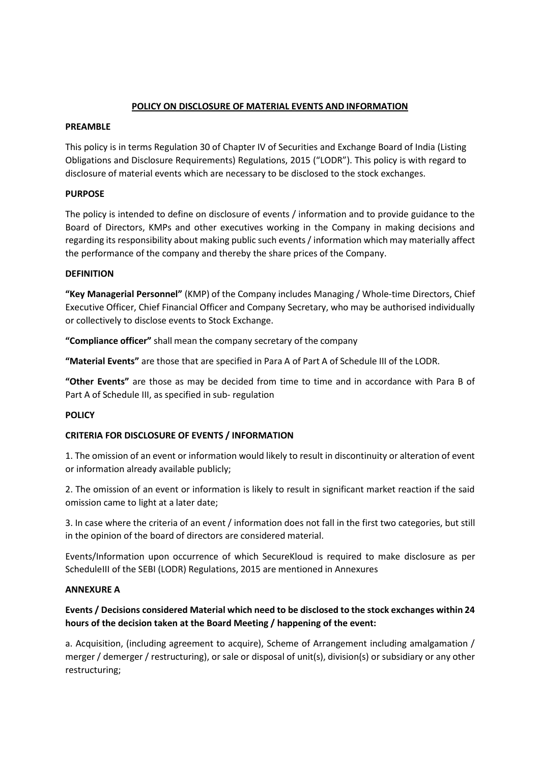# POLICY ON DISCLOSURE OF MATERIAL EVENTS AND INFORMATION

## PREAMBLE

This policy is in terms Regulation 30 of Chapter IV of Securities and Exchange Board of India (Listing Obligations and Disclosure Requirements) Regulations, 2015 ("LODR"). This policy is with regard to disclosure of material events which are necessary to be disclosed to the stock exchanges.

## PURPOSE

The policy is intended to define on disclosure of events / information and to provide guidance to the Board of Directors, KMPs and other executives working in the Company in making decisions and regarding its responsibility about making public such events / information which may materially affect the performance of the company and thereby the share prices of the Company.

## DEFINITION

**"Key Managerial Personnel"** (KMP) of the Company includes Managing / Whole-time Directors, Chief Executive Officer, Chief Financial Officer and Company Secretary, who may be authorised individually or collectively to disclose events to Stock Exchange.

**"Compliance officer"** shall mean the company secretary of the company

**"Material Events"** are those that are specified in Para A of Part A of Schedule III of the LODR.

**"Other Events"** are those as may be decided from time to time and in accordance with Para B of Part A of Schedule III, as specified in sub- regulation

## POLICY

## CRITERIA FOR DISCLOSURE OF EVENTS / INFORMATION

1. The omission of an event or information would likely to result in discontinuity or alteration of event or information already available publicly;

2. The omission of an event or information is likely to result in significant market reaction if the said omission came to light at a later date;

3. In case where the criteria of an event / information does not fall in the first two categories, but still in the opinion of the board of directors are considered material.

Events/Information upon occurrence of which SecureKloud is required to make disclosure as per ScheduleIII of the SEBI (LODR) Regulations, 2015 are mentioned in Annexures

## ANNEXURE A

**Events / Decisions considered Material which need to be disclosed to the stock exchanges within 24 hours of the decision taken at the Board Meeting / happening of the event:**

a. Acquisition, (including agreement to acquire), Scheme of Arrangement including amalgamation / merger / demerger / restructuring), or sale or disposal of unit(s), division(s) or subsidiary or any other restructuring;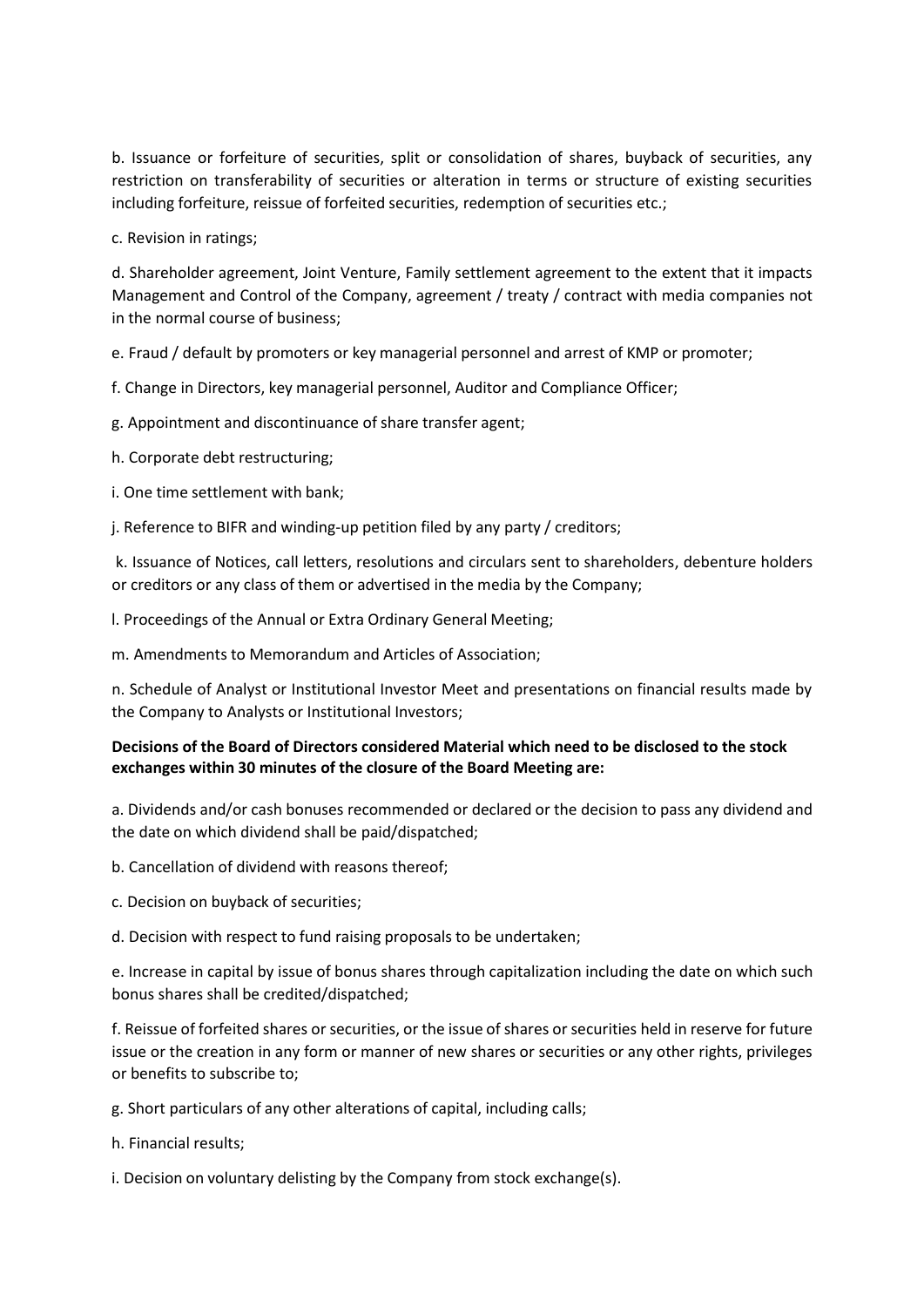b. Issuance or forfeiture of securities, split or consolidation of shares, buyback of securities, any restriction on transferability of securities or alteration in terms or structure of existing securities including forfeiture, reissue of forfeited securities, redemption of securities etc.;

c. Revision in ratings;

d. Shareholder agreement, Joint Venture, Family settlement agreement to the extent that it impacts Management and Control of the Company, agreement / treaty / contract with media companies not in the normal course of business;

e. Fraud / default by promoters or key managerial personnel and arrest of KMP or promoter;

f. Change in Directors, key managerial personnel, Auditor and Compliance Officer;

g. Appointment and discontinuance of share transfer agent;

h. Corporate debt restructuring;

i. One time settlement with bank;

j. Reference to BIFR and winding-up petition filed by any party / creditors;

k. Issuance of Notices, call letters, resolutions and circulars sent to shareholders, debenture holders or creditors or any class of them or advertised in the media by the Company;

l. Proceedings of the Annual or Extra Ordinary General Meeting;

m. Amendments to Memorandum and Articles of Association;

n. Schedule of Analyst or Institutional Investor Meet and presentations on financial results made by the Company to Analysts or Institutional Investors;

**Decisions of the Board of Directors considered Material which need to be disclosed to the stock exchanges within 30 minutes of the closure of the Board Meeting are:**

a. Dividends and/or cash bonuses recommended or declared or the decision to pass any dividend and the date on which dividend shall be paid/dispatched;

b. Cancellation of dividend with reasons thereof;

c. Decision on buyback of securities;

d. Decision with respect to fund raising proposals to be undertaken;

e. Increase in capital by issue of bonus shares through capitalization including the date on which such bonus shares shall be credited/dispatched;

f. Reissue of forfeited shares or securities, or the issue of shares or securities held in reserve for future issue or the creation in any form or manner of new shares or securities or any other rights, privileges or benefits to subscribe to;

g. Short particulars of any other alterations of capital, including calls;

h. Financial results;

i. Decision on voluntary delisting by the Company from stock exchange(s).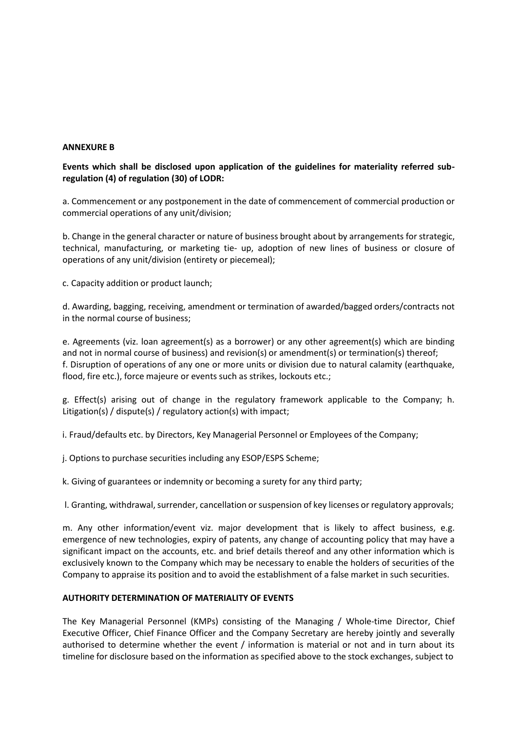**ANNEXURE B**

**Events which shall be disclosed upon application of the guidelines for materiality referred sub-regulation (4) of regulation (30) of LODR:**

a. Commencement or any postponement in the date of commencement of commercial production or commercial operations of any unit/division;

b. Change in the general character or nature of business brought about by arrangements for strategic, technical, manufacturing, or marketing tie- up, adoption of new lines of business or closure of operations of any unit/division (entirety or piecemeal);

c. Capacity addition or product launch;

d. Awarding, bagging, receiving, amendment or termination of awarded/bagged orders/contracts not in the normal course of business;

e. Agreements (viz. loan agreement(s) as a borrower) or any other agreement(s) which are binding and not in normal course of business) and revision(s) or amendment(s) or termination(s) thereof;
f. Disruption of operations of any one or more units or division due to natural calamity (earthquake, flood, fire etc.), force majeure or events such as strikes, lockouts etc.;

g. Effect(s) arising out of change in the regulatory framework applicable to the Company; h. Litigation(s) / dispute(s) / regulatory action(s) with impact;

i. Fraud/defaults etc. by Directors, Key Managerial Personnel or Employees of the Company;

j. Options to purchase securities including any ESOP/ESPS Scheme;

k. Giving of guarantees or indemnity or becoming a surety for any third party;

l. Granting, withdrawal, surrender, cancellation or suspension of key licenses or regulatory approvals;

m. Any other information/event viz. major development that is likely to affect business, e.g. emergence of new technologies, expiry of patents, any change of accounting policy that may have a significant impact on the accounts, etc. and brief details thereof and any other information which is exclusively known to the Company which may be necessary to enable the holders of securities of the Company to appraise its position and to avoid the establishment of a false market in such securities.

**AUTHORITY DETERMINATION OF MATERIALITY OF EVENTS**

The Key Managerial Personnel (KMPs) consisting of the Managing / Whole-time Director, Chief Executive Officer, Chief Finance Officer and the Company Secretary are hereby jointly and severally authorised to determine whether the event / information is material or not and in turn about its timeline for disclosure based on the information as specified above to the stock exchanges, subject to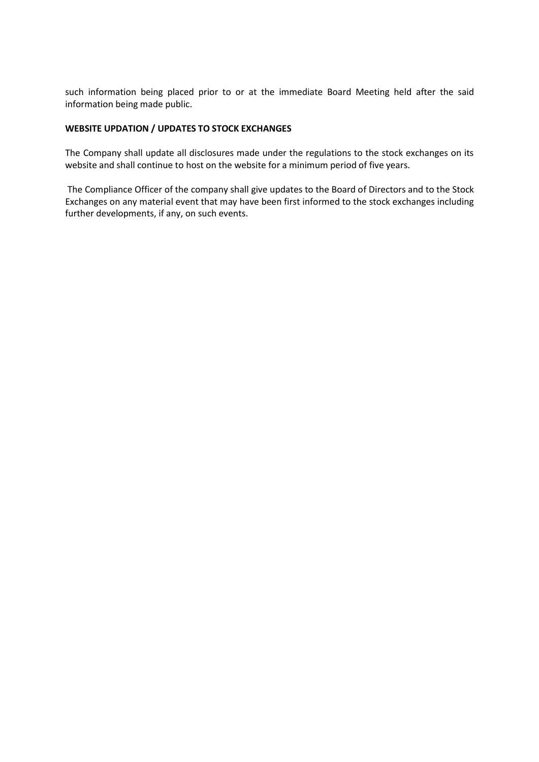such information being placed prior to or at the immediate Board Meeting held after the said information being made public.

**WEBSITE UPDATION / UPDATES TO STOCK EXCHANGES**

The Company shall update all disclosures made under the regulations to the stock exchanges on its website and shall continue to host on the website for a minimum period of five years.

The Compliance Officer of the company shall give updates to the Board of Directors and to the Stock Exchanges on any material event that may have been first informed to the stock exchanges including further developments, if any, on such events.